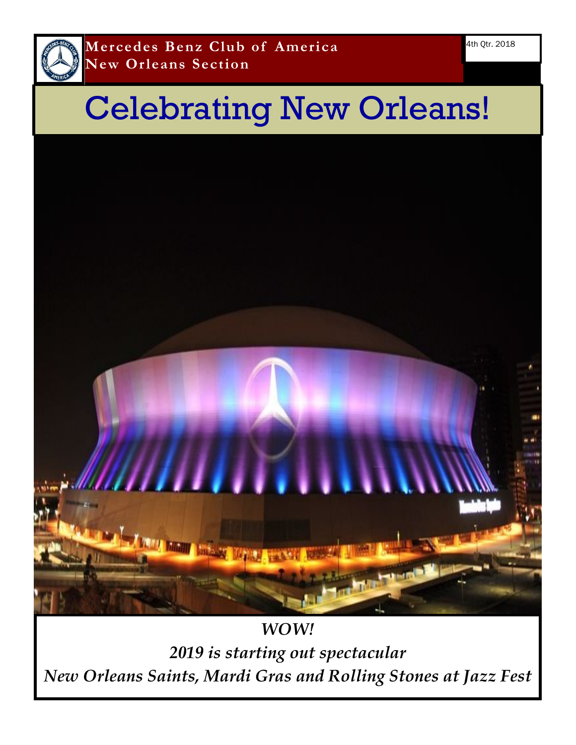**Mercedes Benz Club of America**
**New Orleans Section**

4th Qtr. 2018

# Celebrating New Orleans!

***WOW!***

***2019 is starting out spectacular***

***New Orleans Saints, Mardi Gras and Rolling Stones at Jazz Fest***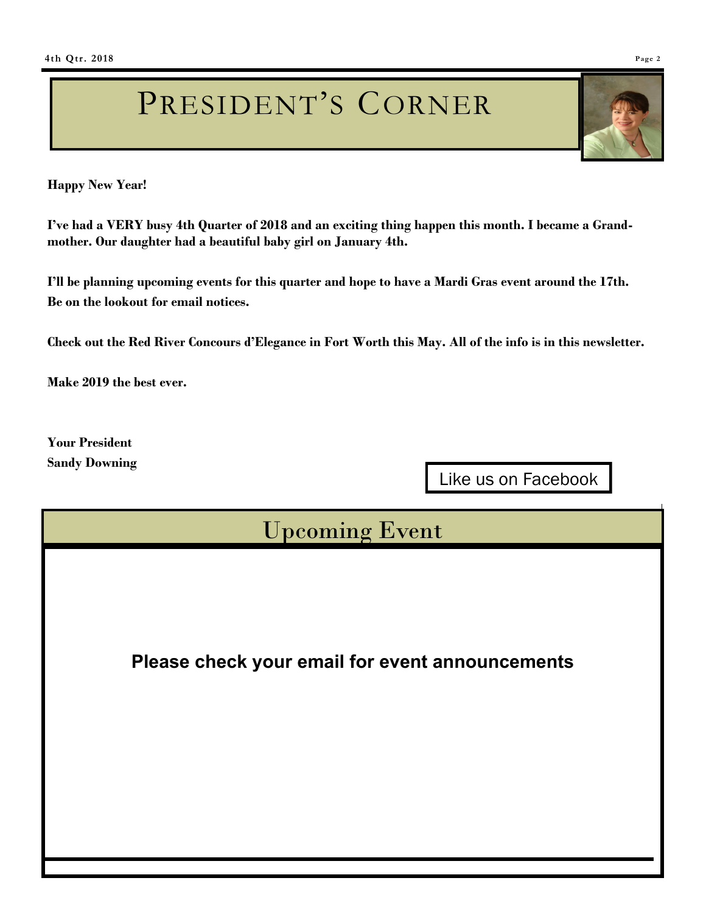# PRESIDENT'S CORNER

**Happy New Year!**

**I've had a VERY busy 4th Quarter of 2018 and an exciting thing happen this month. I became a Grandmother. Our daughter had a beautiful baby girl on January 4th.**

**I'll be planning upcoming events for this quarter and hope to have a Mardi Gras event around the 17th. Be on the lookout for email notices.**

**Check out the Red River Concours d'Elegance in Fort Worth this May. All of the info is in this newsletter.**

**Make 2019 the best ever.**

**Your President**
**Sandy Downing**

Like us on Facebook

## Upcoming Event

**Please check your email for event announcements**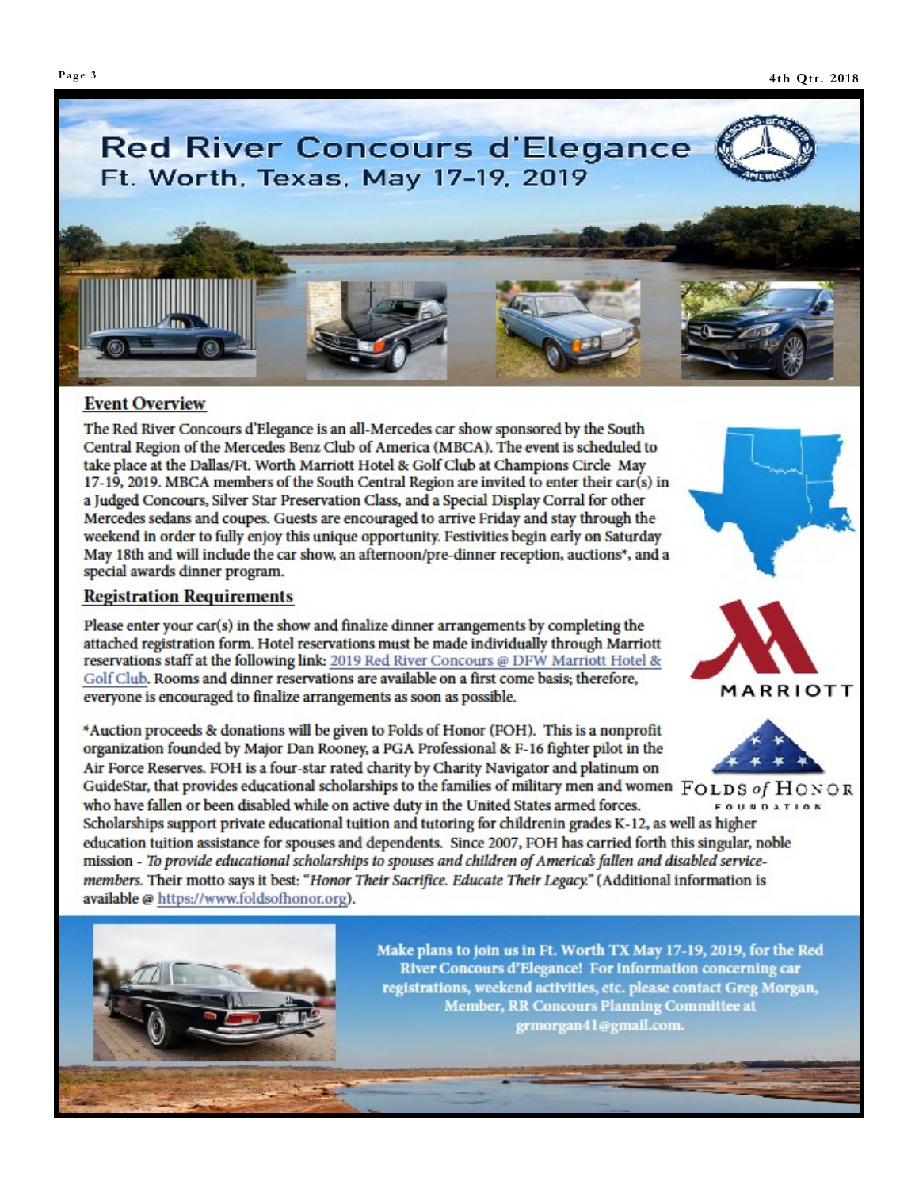# Red River Concours d'Elegance

## Ft. Worth, Texas, May 17-19, 2019

### Event Overview

The Red River Concours d'Elegance is an all-Mercedes car show sponsored by the South Central Region of the Mercedes Benz Club of America (MBCA). The event is scheduled to take place at the Dallas/Ft. Worth Marriott Hotel & Golf Club at Champions Circle May 17-19, 2019. MBCA members of the South Central Region are invited to enter their car(s) in a Judged Concours, Silver Star Preservation Class, and a Special Display Corral for other Mercedes sedans and coupes. Guests are encouraged to arrive Friday and stay through the weekend in order to fully enjoy this unique opportunity. Festivities begin early on Saturday May 18th and will include the car show, an afternoon/pre-dinner reception, auctions*, and a special awards dinner program.

### Registration Requirements

Please enter your car(s) in the show and finalize dinner arrangements by completing the attached registration form. Hotel reservations must be made individually through Marriott reservations staff at the following link: 2019 Red River Concours @ DFW Marriott Hotel & Golf Club. Rooms and dinner reservations are available on a first come basis; therefore, everyone is encouraged to finalize arrangements as soon as possible.

*Auction proceeds & donations will be given to Folds of Honor (FOH). This is a nonprofit organization founded by Major Dan Rooney, a PGA Professional & F-16 fighter pilot in the Air Force Reserves. FOH is a four-star rated charity by Charity Navigator and platinum on GuideStar, that provides educational scholarships to the families of military men and women who have fallen or been disabled while on active duty in the United States armed forces. Scholarships support private educational tuition and tutoring for childrenin grades K-12, as well as higher education tuition assistance for spouses and dependents. Since 2007, FOH has carried forth this singular, noble mission - *To provide educational scholarships to spouses and children of America's fallen and disabled service-members.* Their motto says it best: "*Honor Their Sacrifice. Educate Their Legacy.*" (Additional information is available @ https://www.foldsofhonor.org).

**Make plans to join us in Ft. Worth TX May 17-19, 2019, for the Red River Concours d'Elegance! For information concerning car registrations, weekend activities, etc. please contact Greg Morgan, Member, RR Concours Planning Committee at grmorgan41@gmail.com.**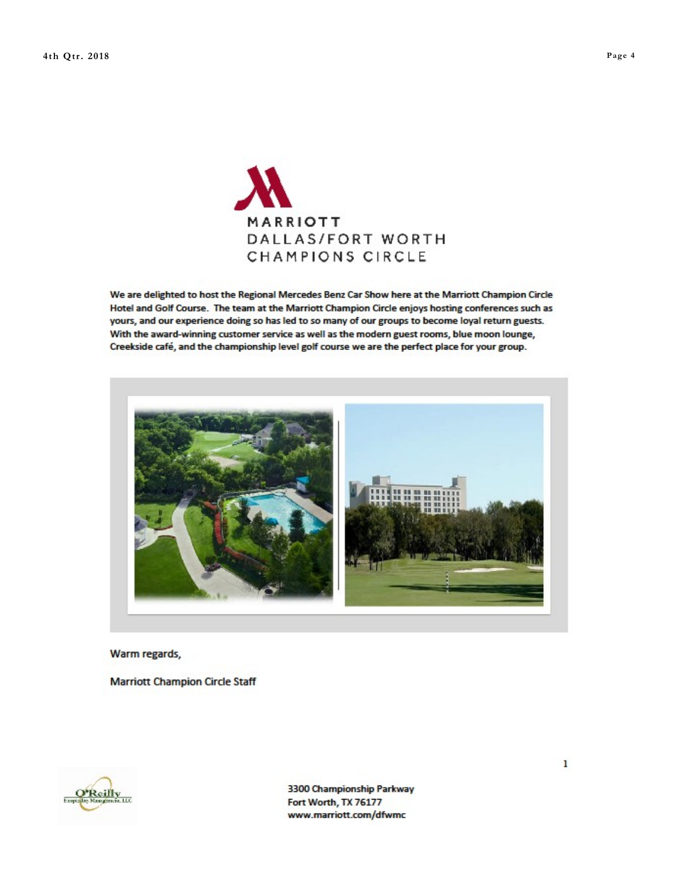MARRIOTT
DALLAS/FORT WORTH
CHAMPIONS CIRCLE

We are delighted to host the Regional Mercedes Benz Car Show here at the Marriott Champion Circle Hotel and Golf Course. The team at the Marriott Champion Circle enjoys hosting conferences such as yours, and our experience doing so has led to so many of our groups to become loyal return guests. With the award-winning customer service as well as the modern guest rooms, blue moon lounge, Creekside café, and the championship level golf course we are the perfect place for your group.

Warm regards,

Marriott Champion Circle Staff

O'Reilly Hospitality Management, LLC

3300 Championship Parkway
Fort Worth, TX 76177
www.marriott.com/dfwmc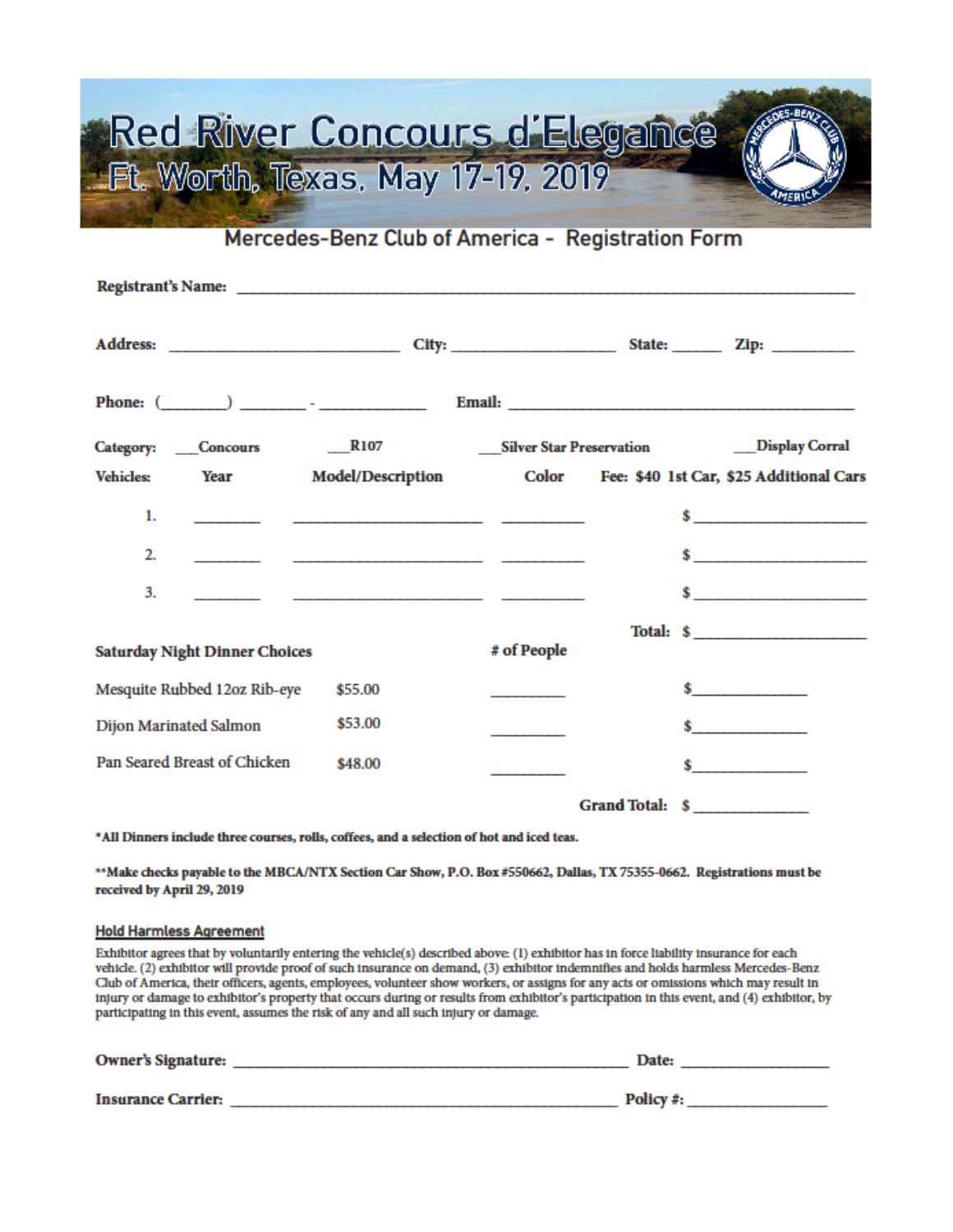# Red River Concours d'Elegance

## Ft. Worth, Texas, May 17-19, 2019

## Mercedes-Benz Club of America - Registration Form

**Registrant's Name:** ______________________________

**Address:** ____________________ **City:** ______________ **State:** ______ **Zip:** _________

**Phone:** (_______) _______ - ___________ **Email:** ______________________________

**Category:** __Concours __R107 __Silver Star Preservation __Display Corral

| Vehicles: | Year | Model/Description | Color | Fee: $40 1st Car, $25 Additional Cars |
|---|---|---|---|---|
| 1. | _______ | ____________________ | _________ | $ __________________ |
| 2. | _______ | ____________________ | _________ | $ __________________ |
| 3. | _______ | ____________________ | _________ | $ __________________ |
| | | | **Total:** | $ __________________ |

| Saturday Night Dinner Choices | | # of People | |
|---|---|---|---|
| Mesquite Rubbed 12oz Rib-eye | $55.00 | ________ | $____________ |
| Dijon Marinated Salmon | $53.00 | ________ | $____________ |
| Pan Seared Breast of Chicken | $48.00 | ________ | $____________ |
| | | **Grand Total:** | $____________ |

***All Dinners include three courses, rolls, coffees, and a selection of hot and iced teas.**

****Make checks payable to the MBCA/NTX Section Car Show, P.O. Box #550662, Dallas, TX 75355-0662. Registrations must be received by April 29, 2019**

### Hold Harmless Agreement

Exhibitor agrees that by voluntarily entering the vehicle(s) described above: (1) exhibitor has in force liability insurance for each vehicle. (2) exhibitor will provide proof of such insurance on demand, (3) exhibitor indemnifies and holds harmless Mercedes-Benz Club of America, their officers, agents, employees, volunteer show workers, or assigns for any acts or omissions which may result in injury or damage to exhibitor's property that occurs during or results from exhibitor's participation in this event, and (4) exhibitor, by participating in this event, assumes the risk of any and all such injury or damage.

**Owner's Signature:** ______________________________ **Date:** ______________

**Insurance Carrier:** ______________________________ **Policy #:** ______________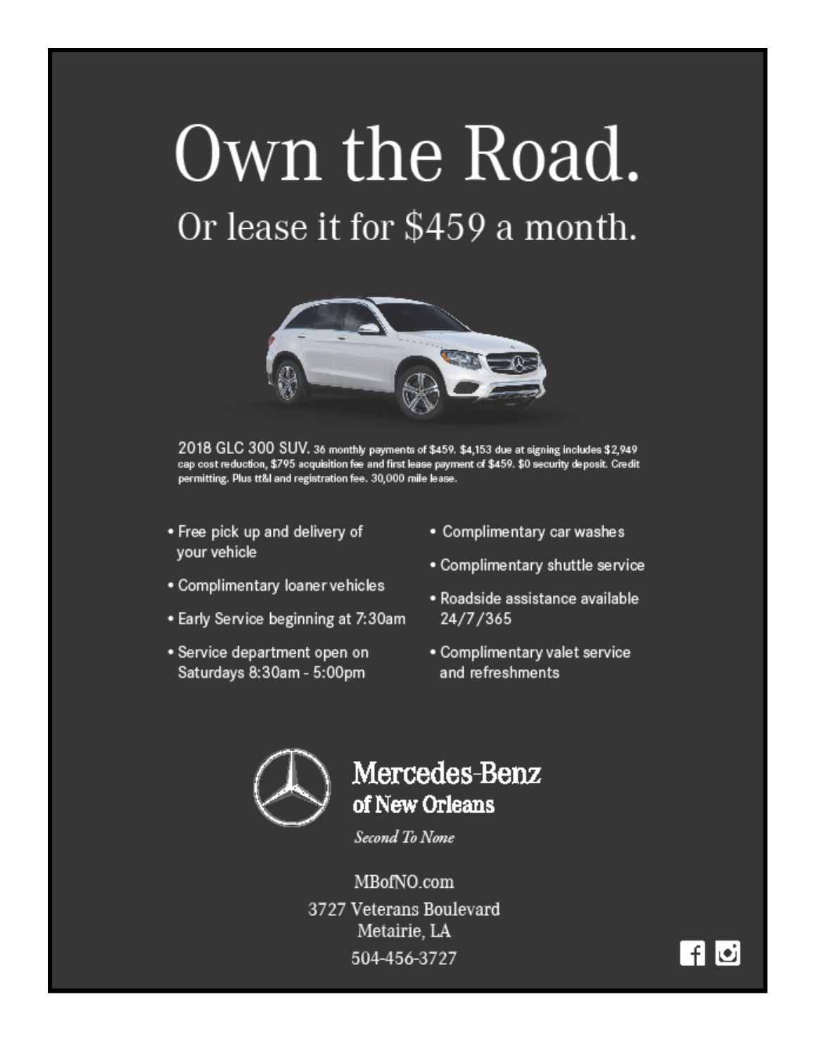# Own the Road.

## Or lease it for $459 a month.

2018 GLC 300 SUV. 36 monthly payments of $459. $4,153 due at signing includes $2,949 cap cost reduction, $795 acquisition fee and first lease payment of $459. $0 security deposit. Credit permitting. Plus tt&l and registration fee. 30,000 mile lease.

- Free pick up and delivery of your vehicle
- Complimentary loaner vehicles
- Early Service beginning at 7:30am
- Service department open on Saturdays 8:30am - 5:00pm
- Complimentary car washes
- Complimentary shuttle service
- Roadside assistance available 24/7/365
- Complimentary valet service and refreshments

**Mercedes-Benz**
**of New Orleans**

*Second To None*

MBofNO.com

3727 Veterans Boulevard
Metairie, LA

504-456-3727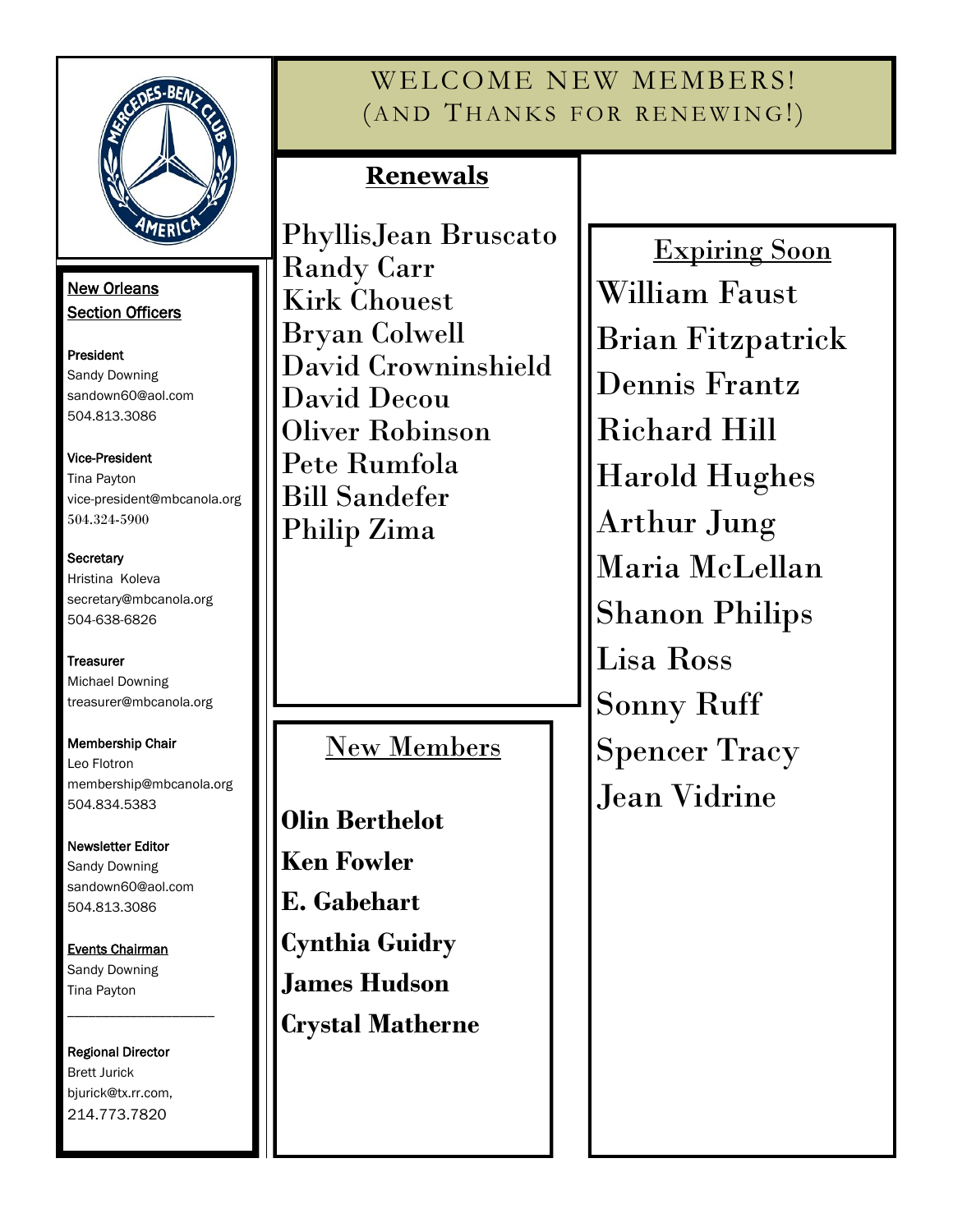# WELCOME NEW MEMBERS! (AND THANKS FOR RENEWING!)

**New Orleans Section Officers**

**President**
Sandy Downing
sandown60@aol.com
504.813.3086

**Vice-President**
Tina Payton
vice-president@mbcanola.org
504.324-5900

**Secretary**
Hristina Koleva
secretary@mbcanola.org
504-638-6826

**Treasurer**
Michael Downing
treasurer@mbcanola.org

**Membership Chair**
Leo Flotron
membership@mbcanola.org
504.834.5383

**Newsletter Editor**
Sandy Downing
sandown60@aol.com
504.813.3086

**Events Chairman**
Sandy Downing
Tina Payton

---

**Regional Director**
Brett Jurick
bjurick@tx.rr.com,
214.773.7820

## Renewals

PhyllisJean Bruscato
Randy Carr
Kirk Chouest
Bryan Colwell
David Crowninshield
David Decou
Oliver Robinson
Pete Rumfola
Bill Sandefer
Philip Zima

## New Members

**Olin Berthelot**
**Ken Fowler**
**E. Gabehart**
**Cynthia Guidry**
**James Hudson**
**Crystal Matherne**

## Expiring Soon

William Faust
Brian Fitzpatrick
Dennis Frantz
Richard Hill
Harold Hughes
Arthur Jung
Maria McLellan
Shanon Philips
Lisa Ross
Sonny Ruff
Spencer Tracy
Jean Vidrine